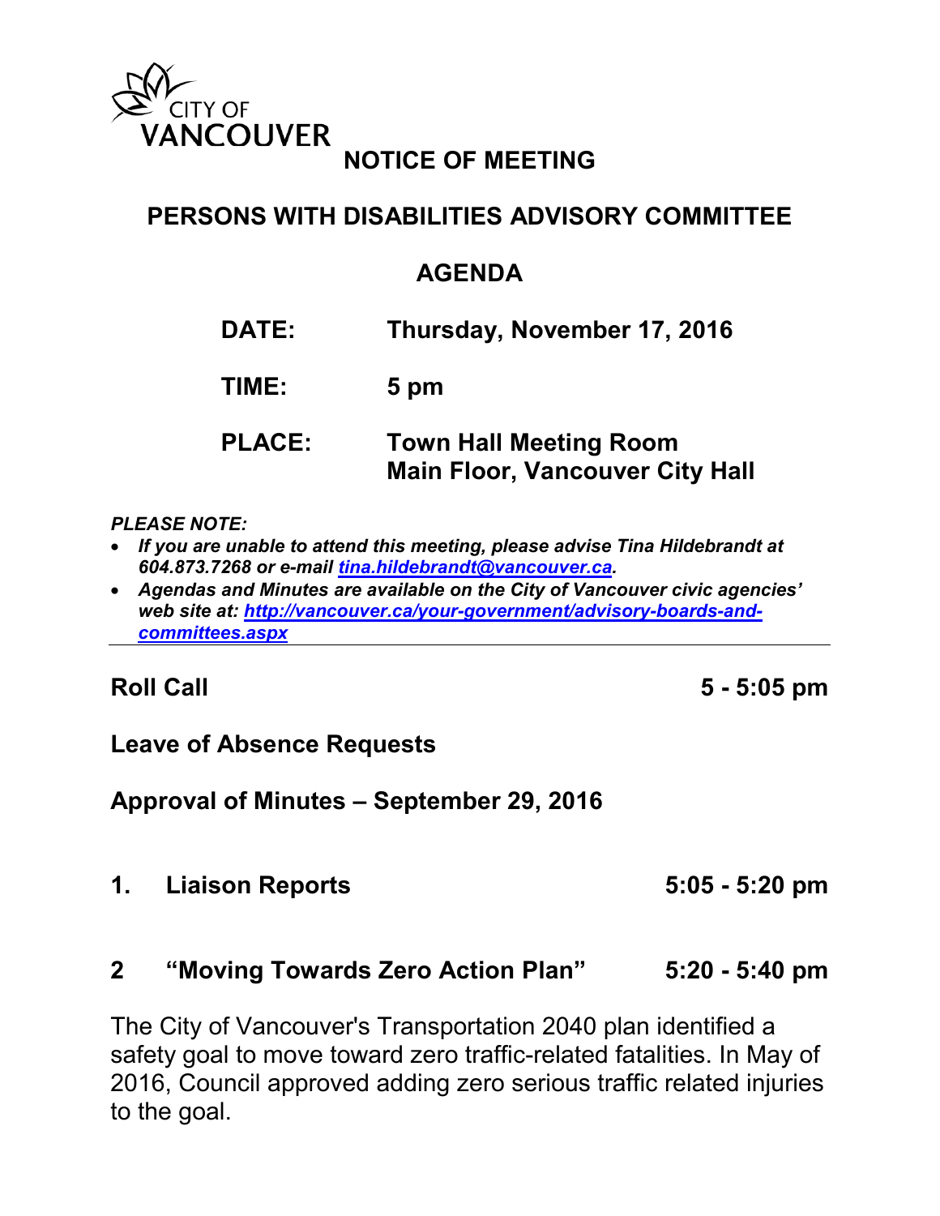CITY OF VANCOUVER

# NOTICE OF MEETING

## PERSONS WITH DISABILITIES ADVISORY COMMITTEE

## AGENDA

**DATE:** Thursday, November 17, 2016

**TIME:** 5 pm

**PLACE:** Town Hall Meeting Room
Main Floor, Vancouver City Hall

***PLEASE NOTE:***

- ***If you are unable to attend this meeting, please advise Tina Hildebrandt at 604.873.7268 or e-mail tina.hildebrandt@vancouver.ca.***
- ***Agendas and Minutes are available on the City of Vancouver civic agencies' web site at: http://vancouver.ca/your-government/advisory-boards-and-committees.aspx***

---

**Roll Call** 5 - 5:05 pm

**Leave of Absence Requests**

**Approval of Minutes – September 29, 2016**

**1. Liaison Reports** 5:05 - 5:20 pm

**2 "Moving Towards Zero Action Plan"** 5:20 - 5:40 pm

The City of Vancouver's Transportation 2040 plan identified a safety goal to move toward zero traffic-related fatalities. In May of 2016, Council approved adding zero serious traffic related injuries to the goal.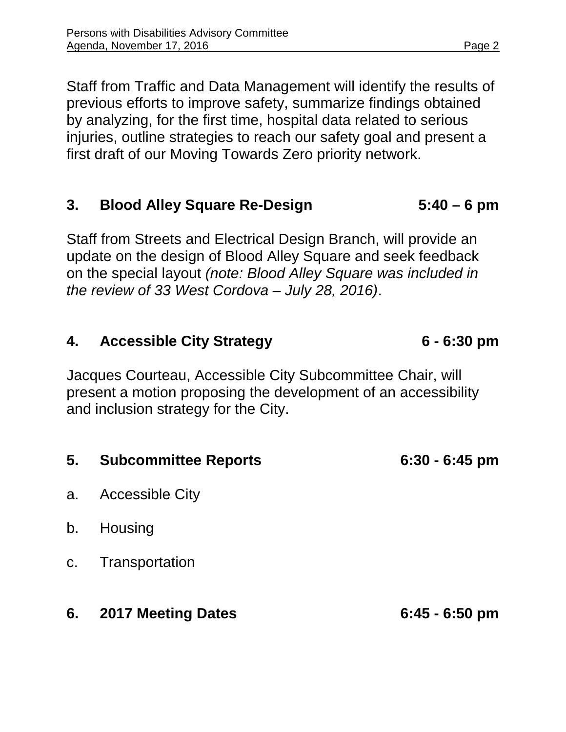Staff from Traffic and Data Management will identify the results of previous efforts to improve safety, summarize findings obtained by analyzing, for the first time, hospital data related to serious injuries, outline strategies to reach our safety goal and present a first draft of our Moving Towards Zero priority network.

## 3. Blood Alley Square Re-Design 5:40 – 6 pm

Staff from Streets and Electrical Design Branch, will provide an update on the design of Blood Alley Square and seek feedback on the special layout *(note: Blood Alley Square was included in the review of 33 West Cordova – July 28, 2016)*.

## 4. Accessible City Strategy 6 - 6:30 pm

Jacques Courteau, Accessible City Subcommittee Chair, will present a motion proposing the development of an accessibility and inclusion strategy for the City.

## 5. Subcommittee Reports 6:30 - 6:45 pm

a. Accessible City

b. Housing

c. Transportation

## 6. 2017 Meeting Dates 6:45 - 6:50 pm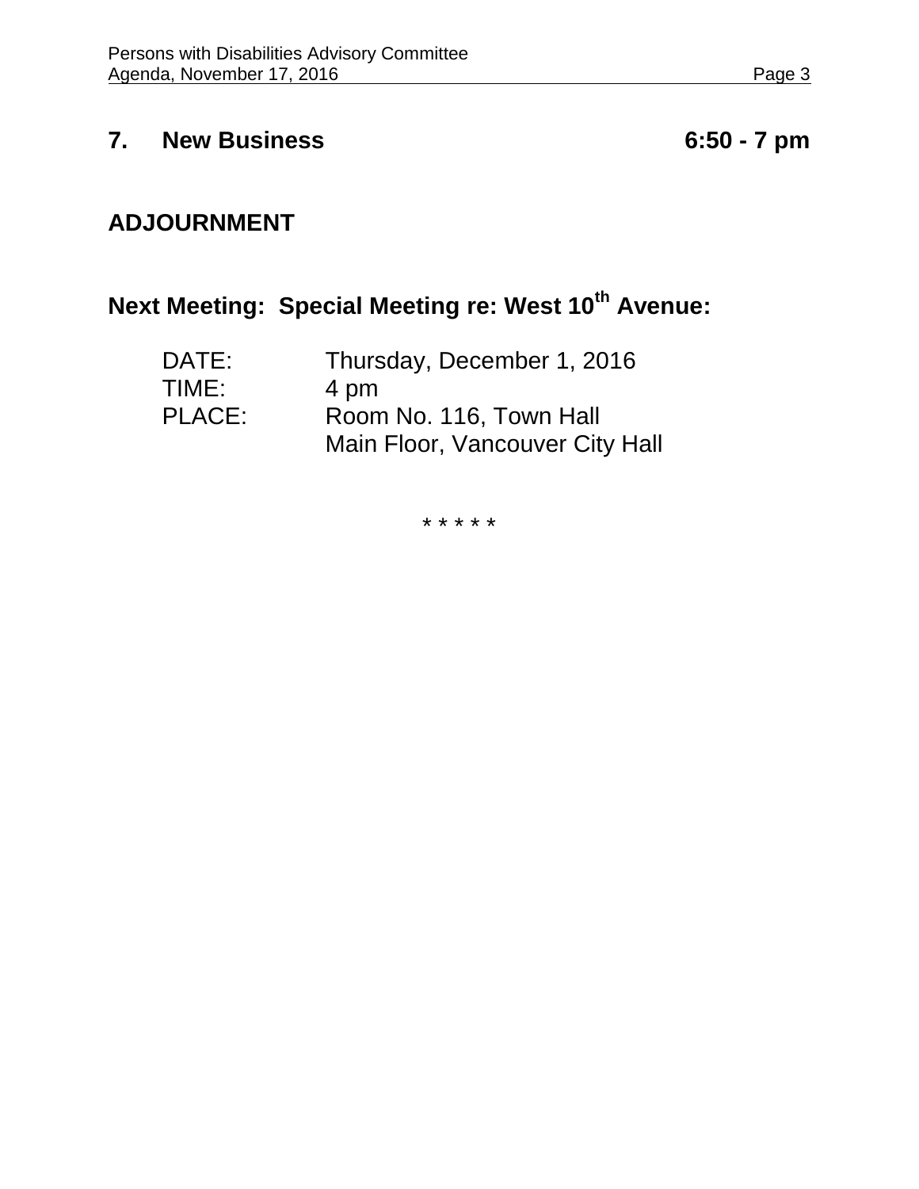## 7. New Business 6:50 - 7 pm

## ADJOURNMENT

## Next Meeting: Special Meeting re: West 10th Avenue:

DATE: Thursday, December 1, 2016
TIME: 4 pm
PLACE: Room No. 116, Town Hall
Main Floor, Vancouver City Hall

* * * * *